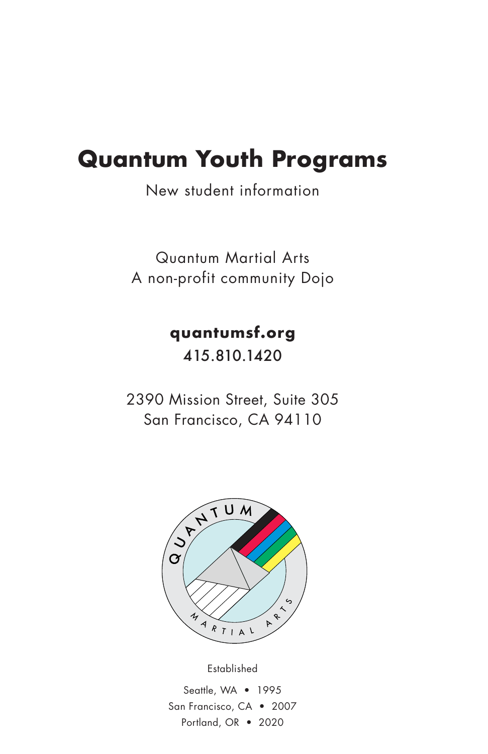# Quantum Youth Programs

New student information

Quantum Martial Arts
A non-profit community Dojo

**quantumsf.org**
415.810.1420

2390 Mission Street, Suite 305
San Francisco, CA 94110

Established

Seattle, WA • 1995
San Francisco, CA • 2007
Portland, OR • 2020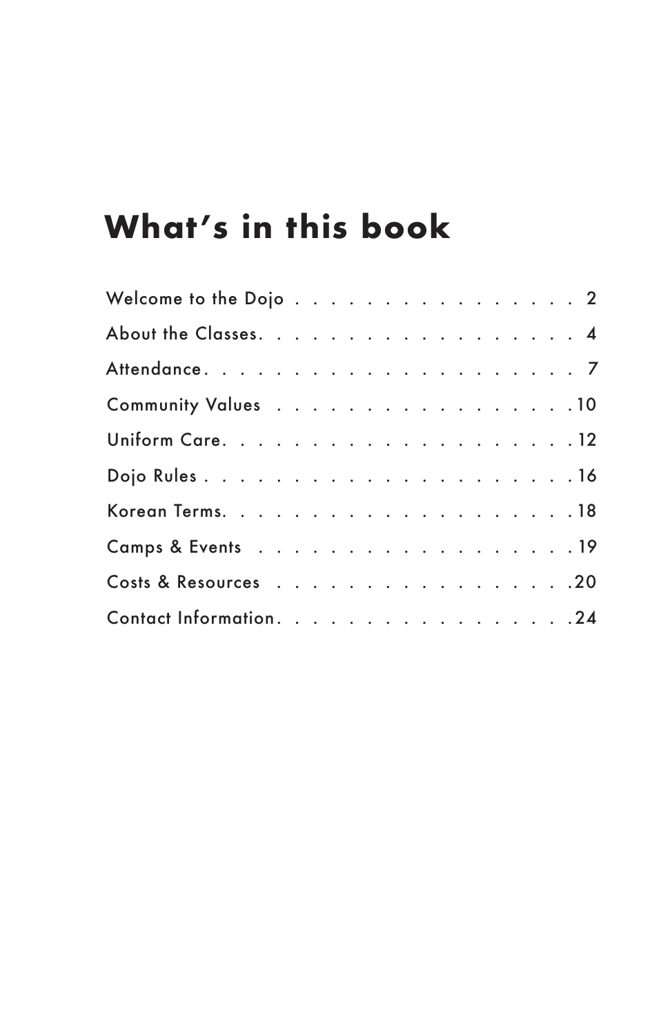# What's in this book

| | |
|---|---|
| Welcome to the Dojo | 2 |
| About the Classes | 4 |
| Attendance | 7 |
| Community Values | 10 |
| Uniform Care | 12 |
| Dojo Rules | 16 |
| Korean Terms | 18 |
| Camps & Events | 19 |
| Costs & Resources | 20 |
| Contact Information | 24 |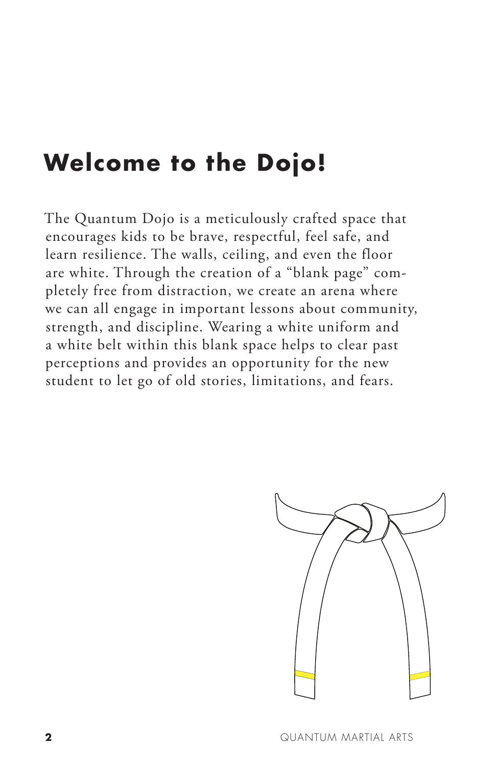# Welcome to the Dojo!

The Quantum Dojo is a meticulously crafted space that encourages kids to be brave, respectful, feel safe, and learn resilience. The walls, ceiling, and even the floor are white. Through the creation of a "blank page" completely free from distraction, we create an arena where we can all engage in important lessons about community, strength, and discipline. Wearing a white uniform and a white belt within this blank space helps to clear past perceptions and provides an opportunity for the new student to let go of old stories, limitations, and fears.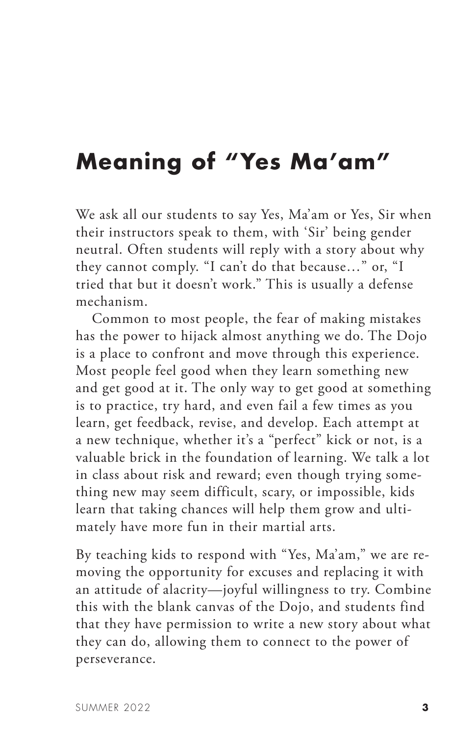# Meaning of "Yes Ma'am"

We ask all our students to say Yes, Ma'am or Yes, Sir when their instructors speak to them, with 'Sir' being gender neutral. Often students will reply with a story about why they cannot comply. "I can't do that because…" or, "I tried that but it doesn't work." This is usually a defense mechanism.

Common to most people, the fear of making mistakes has the power to hijack almost anything we do. The Dojo is a place to confront and move through this experience. Most people feel good when they learn something new and get good at it. The only way to get good at something is to practice, try hard, and even fail a few times as you learn, get feedback, revise, and develop. Each attempt at a new technique, whether it's a "perfect" kick or not, is a valuable brick in the foundation of learning. We talk a lot in class about risk and reward; even though trying something new may seem difficult, scary, or impossible, kids learn that taking chances will help them grow and ultimately have more fun in their martial arts.

By teaching kids to respond with "Yes, Ma'am," we are removing the opportunity for excuses and replacing it with an attitude of alacrity—joyful willingness to try. Combine this with the blank canvas of the Dojo, and students find that they have permission to write a new story about what they can do, allowing them to connect to the power of perseverance.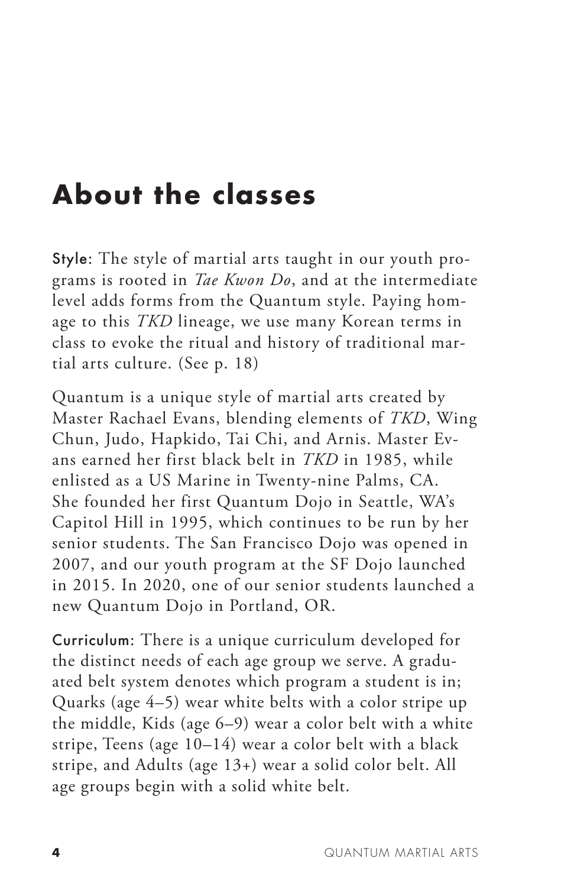# About the classes

**Style**: The style of martial arts taught in our youth programs is rooted in *Tae Kwon Do*, and at the intermediate level adds forms from the Quantum style. Paying homage to this *TKD* lineage, we use many Korean terms in class to evoke the ritual and history of traditional martial arts culture. (See p. 18)

Quantum is a unique style of martial arts created by Master Rachael Evans, blending elements of *TKD*, Wing Chun, Judo, Hapkido, Tai Chi, and Arnis. Master Evans earned her first black belt in *TKD* in 1985, while enlisted as a US Marine in Twenty-nine Palms, CA. She founded her first Quantum Dojo in Seattle, WA's Capitol Hill in 1995, which continues to be run by her senior students. The San Francisco Dojo was opened in 2007, and our youth program at the SF Dojo launched in 2015. In 2020, one of our senior students launched a new Quantum Dojo in Portland, OR.

**Curriculum**: There is a unique curriculum developed for the distinct needs of each age group we serve. A graduated belt system denotes which program a student is in; Quarks (age 4–5) wear white belts with a color stripe up the middle, Kids (age 6–9) wear a color belt with a white stripe, Teens (age 10–14) wear a color belt with a black stripe, and Adults (age 13+) wear a solid color belt. All age groups begin with a solid white belt.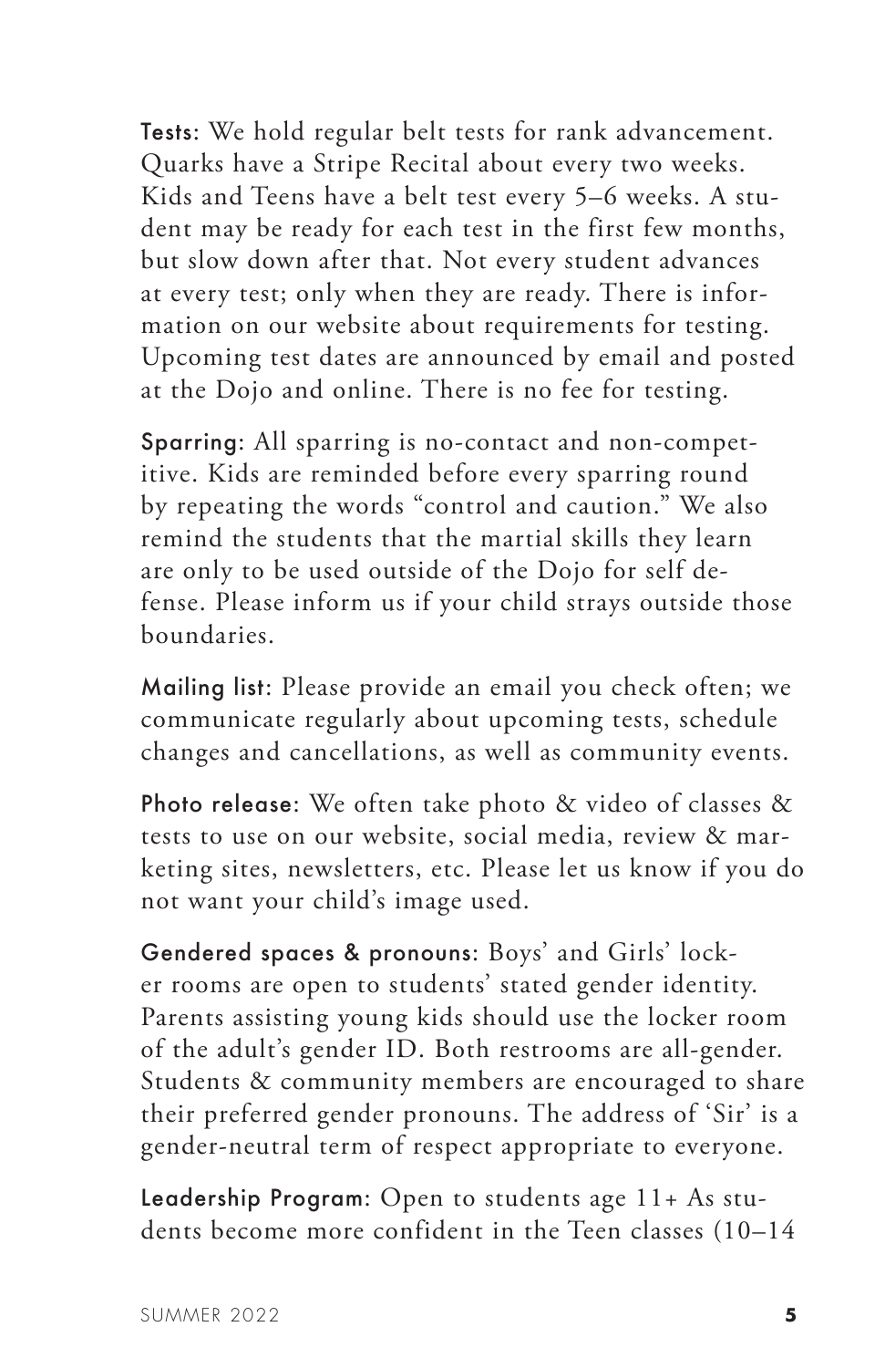**Tests**: We hold regular belt tests for rank advancement. Quarks have a Stripe Recital about every two weeks. Kids and Teens have a belt test every 5–6 weeks. A student may be ready for each test in the first few months, but slow down after that. Not every student advances at every test; only when they are ready. There is information on our website about requirements for testing. Upcoming test dates are announced by email and posted at the Dojo and online. There is no fee for testing.

**Sparring**: All sparring is no-contact and non-competitive. Kids are reminded before every sparring round by repeating the words "control and caution." We also remind the students that the martial skills they learn are only to be used outside of the Dojo for self defense. Please inform us if your child strays outside those boundaries.

**Mailing list**: Please provide an email you check often; we communicate regularly about upcoming tests, schedule changes and cancellations, as well as community events.

**Photo release**: We often take photo & video of classes & tests to use on our website, social media, review & marketing sites, newsletters, etc. Please let us know if you do not want your child's image used.

**Gendered spaces & pronouns**: Boys' and Girls' locker rooms are open to students' stated gender identity. Parents assisting young kids should use the locker room of the adult's gender ID. Both restrooms are all-gender. Students & community members are encouraged to share their preferred gender pronouns. The address of 'Sir' is a gender-neutral term of respect appropriate to everyone.

**Leadership Program**: Open to students age 11+ As students become more confident in the Teen classes (10–14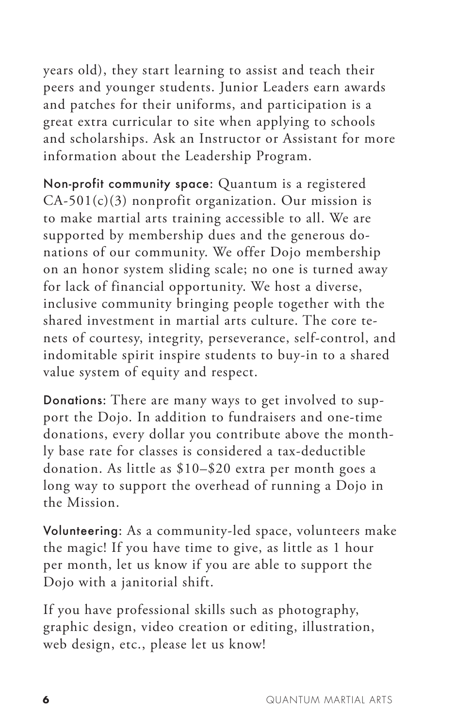years old), they start learning to assist and teach their peers and younger students. Junior Leaders earn awards and patches for their uniforms, and participation is a great extra curricular to site when applying to schools and scholarships. Ask an Instructor or Assistant for more information about the Leadership Program.

**Non-profit community space:** Quantum is a registered CA-501(c)(3) nonprofit organization. Our mission is to make martial arts training accessible to all. We are supported by membership dues and the generous donations of our community. We offer Dojo membership on an honor system sliding scale; no one is turned away for lack of financial opportunity. We host a diverse, inclusive community bringing people together with the shared investment in martial arts culture. The core tenets of courtesy, integrity, perseverance, self-control, and indomitable spirit inspire students to buy-in to a shared value system of equity and respect.

**Donations:** There are many ways to get involved to support the Dojo. In addition to fundraisers and one-time donations, every dollar you contribute above the monthly base rate for classes is considered a tax-deductible donation. As little as $10–$20 extra per month goes a long way to support the overhead of running a Dojo in the Mission.

**Volunteering:** As a community-led space, volunteers make the magic! If you have time to give, as little as 1 hour per month, let us know if you are able to support the Dojo with a janitorial shift.

If you have professional skills such as photography, graphic design, video creation or editing, illustration, web design, etc., please let us know!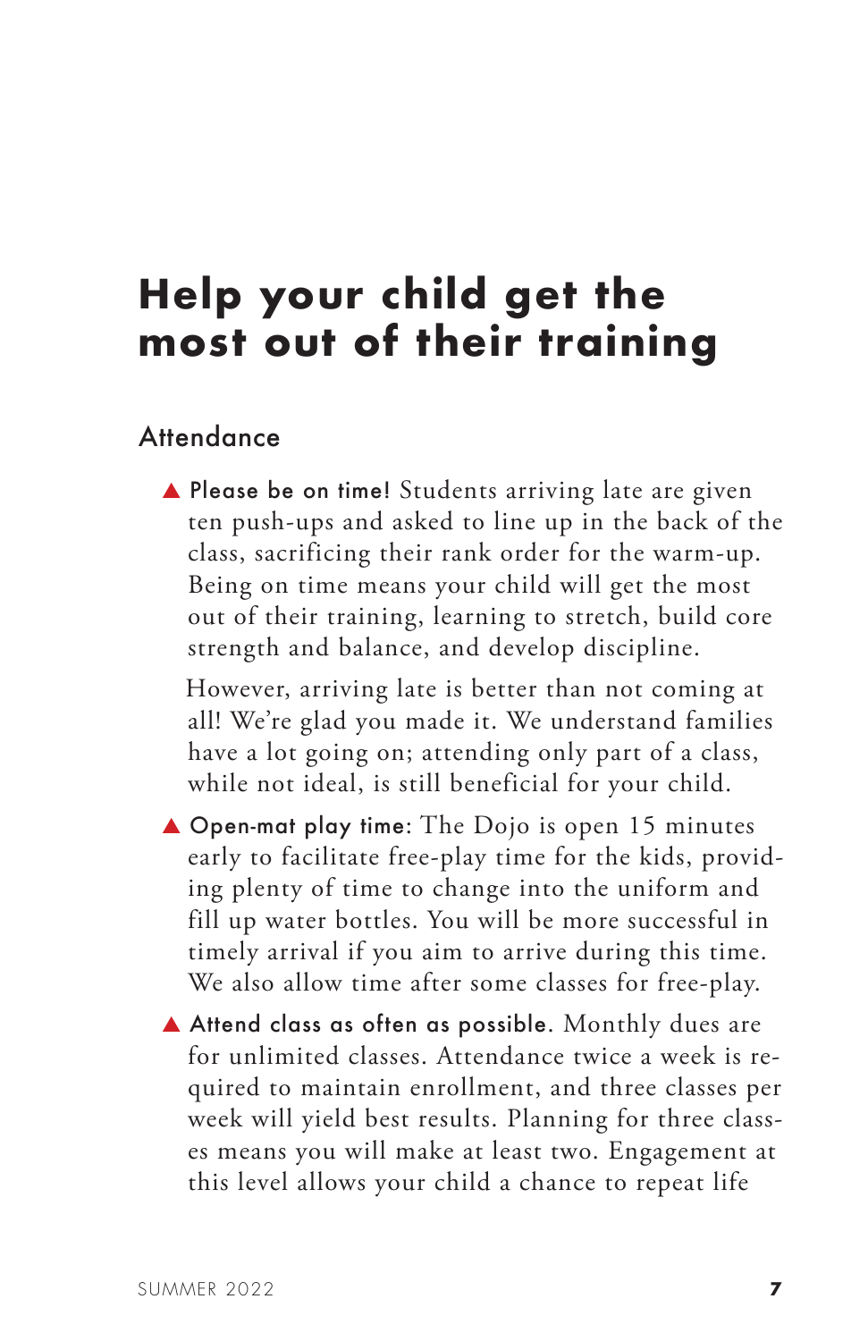# Help your child get the most out of their training

## Attendance

- **Please be on time!** Students arriving late are given ten push-ups and asked to line up in the back of the class, sacrificing their rank order for the warm-up. Being on time means your child will get the most out of their training, learning to stretch, build core strength and balance, and develop discipline.

  However, arriving late is better than not coming at all! We're glad you made it. We understand families have a lot going on; attending only part of a class, while not ideal, is still beneficial for your child.

- **Open-mat play time**: The Dojo is open 15 minutes early to facilitate free-play time for the kids, providing plenty of time to change into the uniform and fill up water bottles. You will be more successful in timely arrival if you aim to arrive during this time. We also allow time after some classes for free-play.

- **Attend class as often as possible.** Monthly dues are for unlimited classes. Attendance twice a week is required to maintain enrollment, and three classes per week will yield best results. Planning for three classes means you will make at least two. Engagement at this level allows your child a chance to repeat life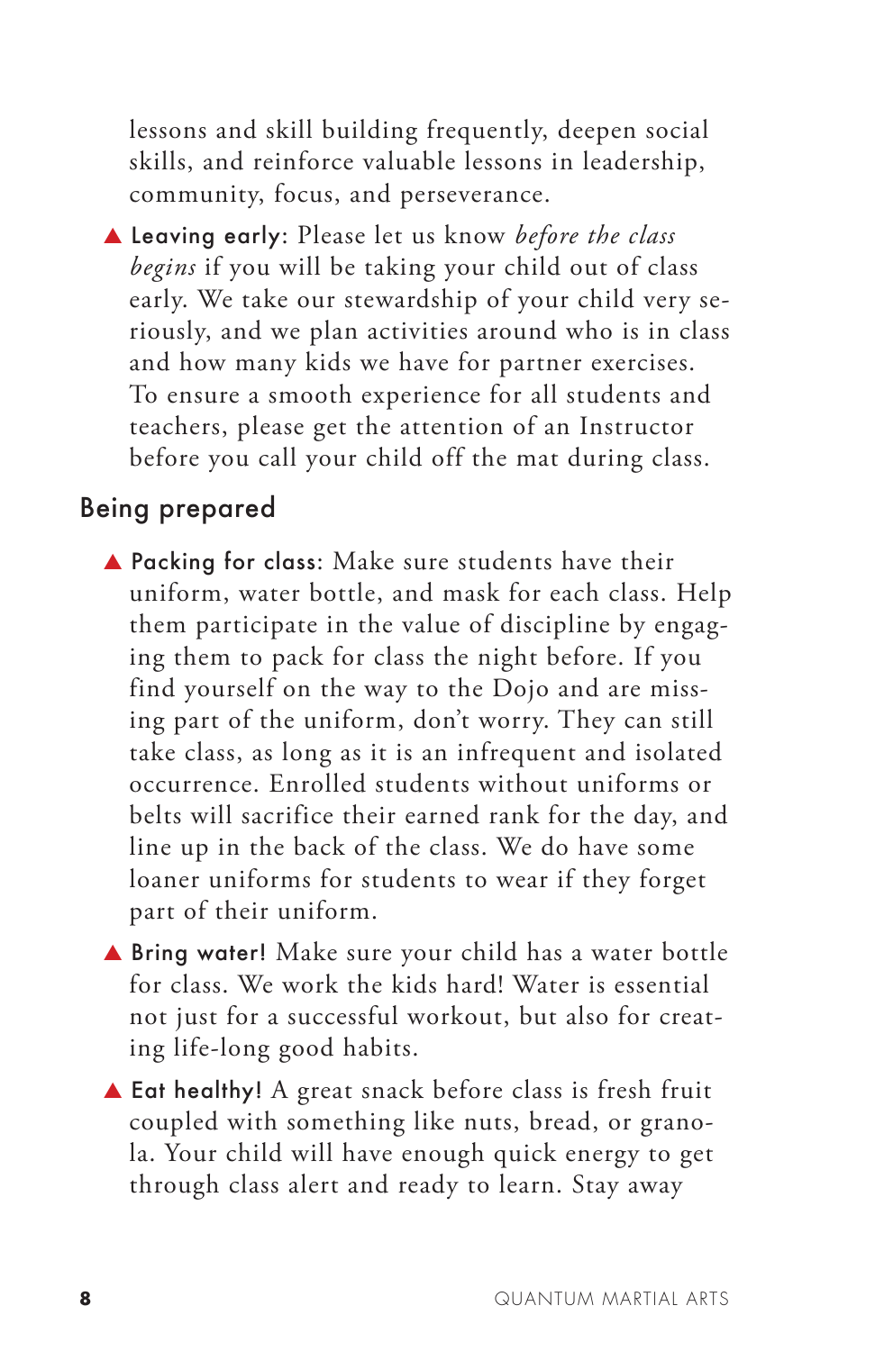lessons and skill building frequently, deepen social skills, and reinforce valuable lessons in leadership, community, focus, and perseverance.

- **Leaving early**: Please let us know *before the class begins* if you will be taking your child out of class early. We take our stewardship of your child very seriously, and we plan activities around who is in class and how many kids we have for partner exercises. To ensure a smooth experience for all students and teachers, please get the attention of an Instructor before you call your child off the mat during class.

## Being prepared

- **Packing for class**: Make sure students have their uniform, water bottle, and mask for each class. Help them participate in the value of discipline by engaging them to pack for class the night before. If you find yourself on the way to the Dojo and are missing part of the uniform, don't worry. They can still take class, as long as it is an infrequent and isolated occurrence. Enrolled students without uniforms or belts will sacrifice their earned rank for the day, and line up in the back of the class. We do have some loaner uniforms for students to wear if they forget part of their uniform.
- **Bring water!** Make sure your child has a water bottle for class. We work the kids hard! Water is essential not just for a successful workout, but also for creating life-long good habits.
- **Eat healthy!** A great snack before class is fresh fruit coupled with something like nuts, bread, or granola. Your child will have enough quick energy to get through class alert and ready to learn. Stay away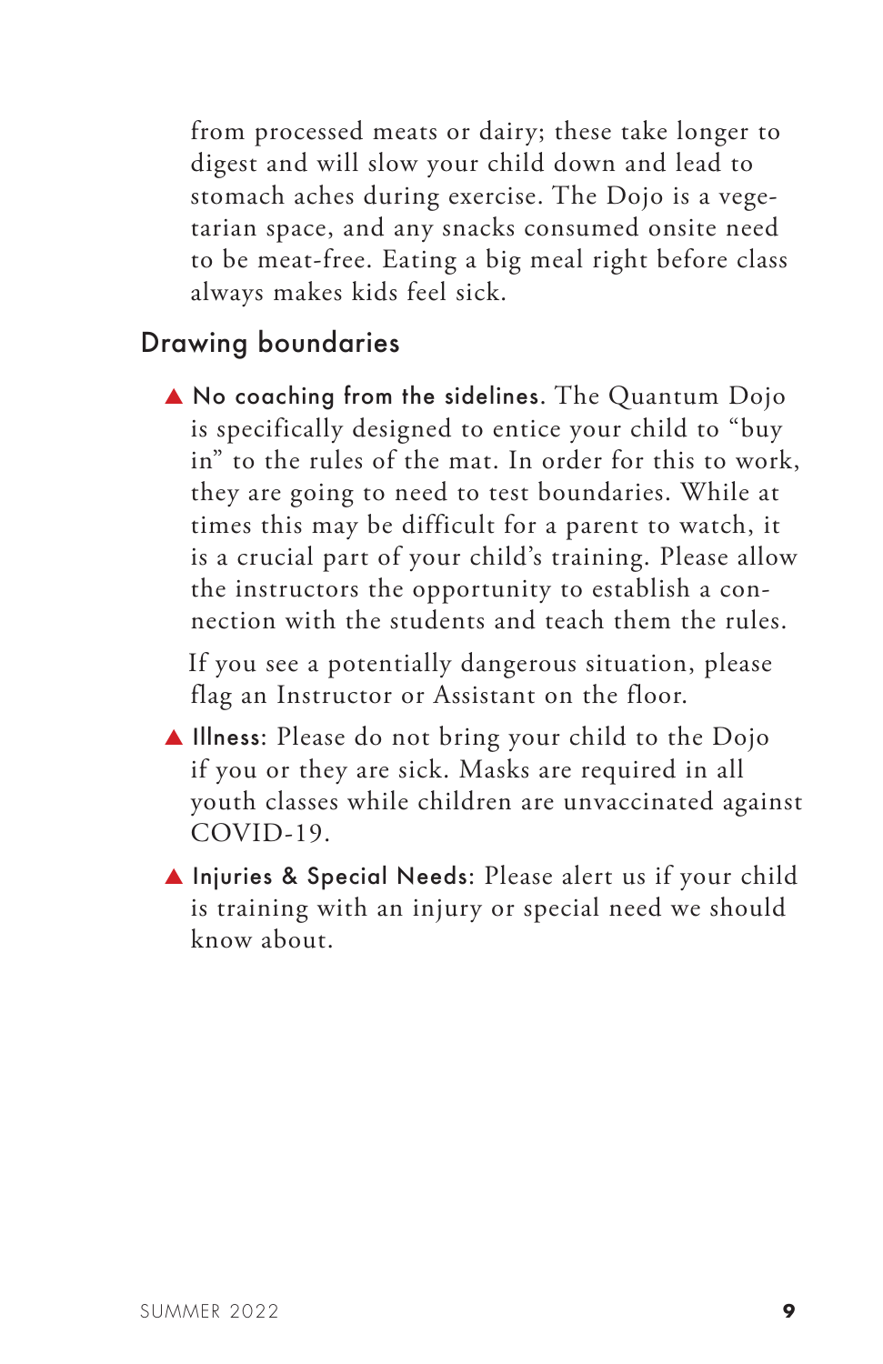from processed meats or dairy; these take longer to digest and will slow your child down and lead to stomach aches during exercise. The Dojo is a vegetarian space, and any snacks consumed onsite need to be meat-free. Eating a big meal right before class always makes kids feel sick.

## Drawing boundaries

- **No coaching from the sidelines**. The Quantum Dojo is specifically designed to entice your child to "buy in" to the rules of the mat. In order for this to work, they are going to need to test boundaries. While at times this may be difficult for a parent to watch, it is a crucial part of your child's training. Please allow the instructors the opportunity to establish a connection with the students and teach them the rules.

  If you see a potentially dangerous situation, please flag an Instructor or Assistant on the floor.

- **Illness**: Please do not bring your child to the Dojo if you or they are sick. Masks are required in all youth classes while children are unvaccinated against COVID-19.

- **Injuries & Special Needs**: Please alert us if your child is training with an injury or special need we should know about.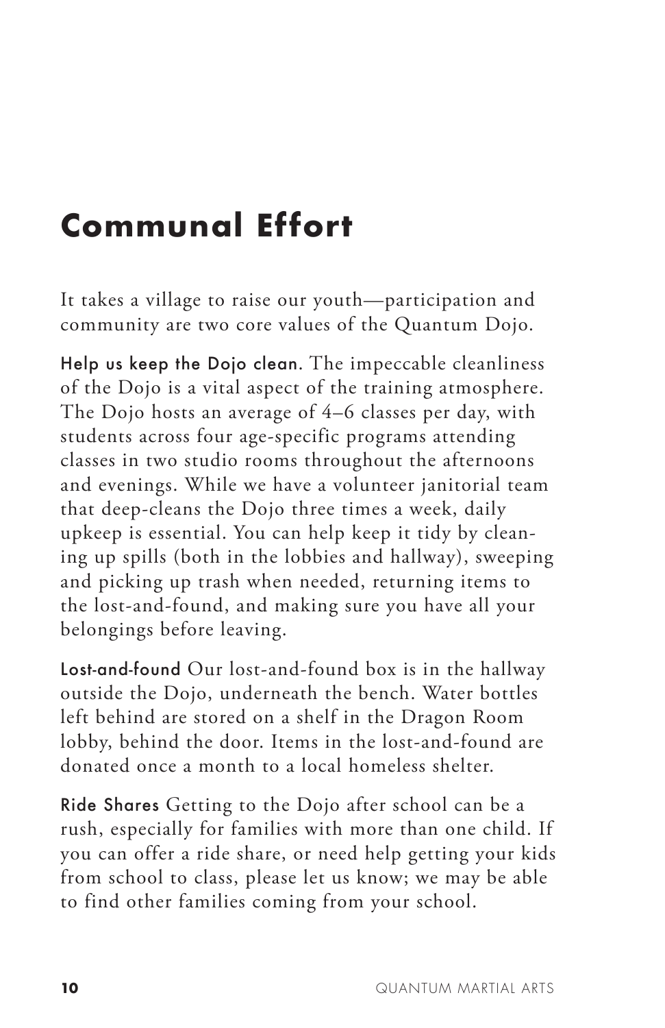# Communal Effort

It takes a village to raise our youth—participation and community are two core values of the Quantum Dojo.

**Help us keep the Dojo clean.** The impeccable cleanliness of the Dojo is a vital aspect of the training atmosphere. The Dojo hosts an average of 4–6 classes per day, with students across four age-specific programs attending classes in two studio rooms throughout the afternoons and evenings. While we have a volunteer janitorial team that deep-cleans the Dojo three times a week, daily upkeep is essential. You can help keep it tidy by cleaning up spills (both in the lobbies and hallway), sweeping and picking up trash when needed, returning items to the lost-and-found, and making sure you have all your belongings before leaving.

**Lost-and-found** Our lost-and-found box is in the hallway outside the Dojo, underneath the bench. Water bottles left behind are stored on a shelf in the Dragon Room lobby, behind the door. Items in the lost-and-found are donated once a month to a local homeless shelter.

**Ride Shares** Getting to the Dojo after school can be a rush, especially for families with more than one child. If you can offer a ride share, or need help getting your kids from school to class, please let us know; we may be able to find other families coming from your school.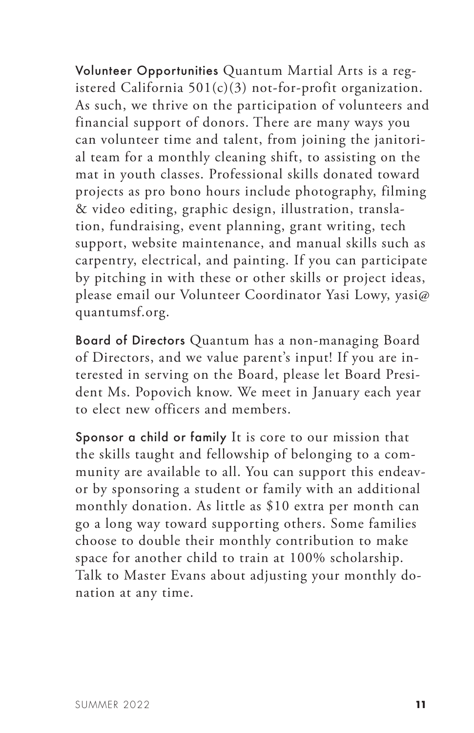**Volunteer Opportunities** Quantum Martial Arts is a registered California 501(c)(3) not-for-profit organization. As such, we thrive on the participation of volunteers and financial support of donors. There are many ways you can volunteer time and talent, from joining the janitorial team for a monthly cleaning shift, to assisting on the mat in youth classes. Professional skills donated toward projects as pro bono hours include photography, filming & video editing, graphic design, illustration, translation, fundraising, event planning, grant writing, tech support, website maintenance, and manual skills such as carpentry, electrical, and painting. If you can participate by pitching in with these or other skills or project ideas, please email our Volunteer Coordinator Yasi Lowy, yasi@quantumsf.org.

**Board of Directors** Quantum has a non-managing Board of Directors, and we value parent's input! If you are interested in serving on the Board, please let Board President Ms. Popovich know. We meet in January each year to elect new officers and members.

**Sponsor a child or family** It is core to our mission that the skills taught and fellowship of belonging to a community are available to all. You can support this endeavor by sponsoring a student or family with an additional monthly donation. As little as $10 extra per month can go a long way toward supporting others. Some families choose to double their monthly contribution to make space for another child to train at 100% scholarship. Talk to Master Evans about adjusting your monthly donation at any time.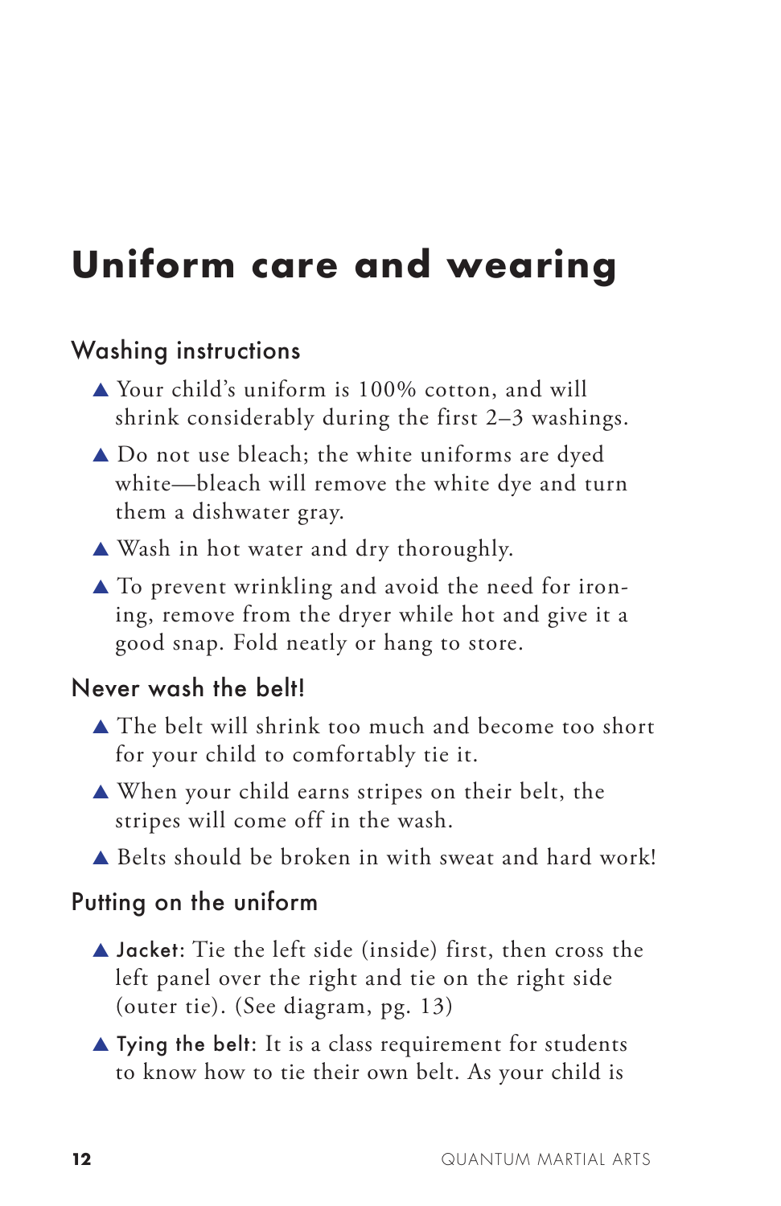# Uniform care and wearing

## Washing instructions

- Your child's uniform is 100% cotton, and will shrink considerably during the first 2–3 washings.
- Do not use bleach; the white uniforms are dyed white—bleach will remove the white dye and turn them a dishwater gray.
- Wash in hot water and dry thoroughly.
- To prevent wrinkling and avoid the need for ironing, remove from the dryer while hot and give it a good snap. Fold neatly or hang to store.

## Never wash the belt!

- The belt will shrink too much and become too short for your child to comfortably tie it.
- When your child earns stripes on their belt, the stripes will come off in the wash.
- Belts should be broken in with sweat and hard work!

## Putting on the uniform

- **Jacket**: Tie the left side (inside) first, then cross the left panel over the right and tie on the right side (outer tie). (See diagram, pg. 13)
- **Tying the belt**: It is a class requirement for students to know how to tie their own belt. As your child is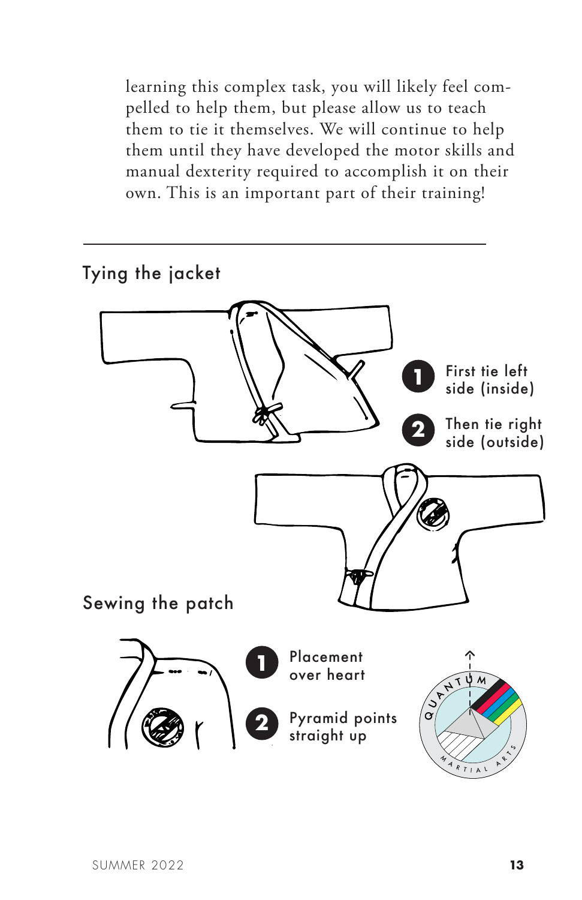learning this complex task, you will likely feel compelled to help them, but please allow us to teach them to tie it themselves. We will continue to help them until they have developed the motor skills and manual dexterity required to accomplish it on their own. This is an important part of their training!

---

## Tying the jacket

1. First tie left side (inside)
2. Then tie right side (outside)

## Sewing the patch

1. Placement over heart
2. Pyramid points straight up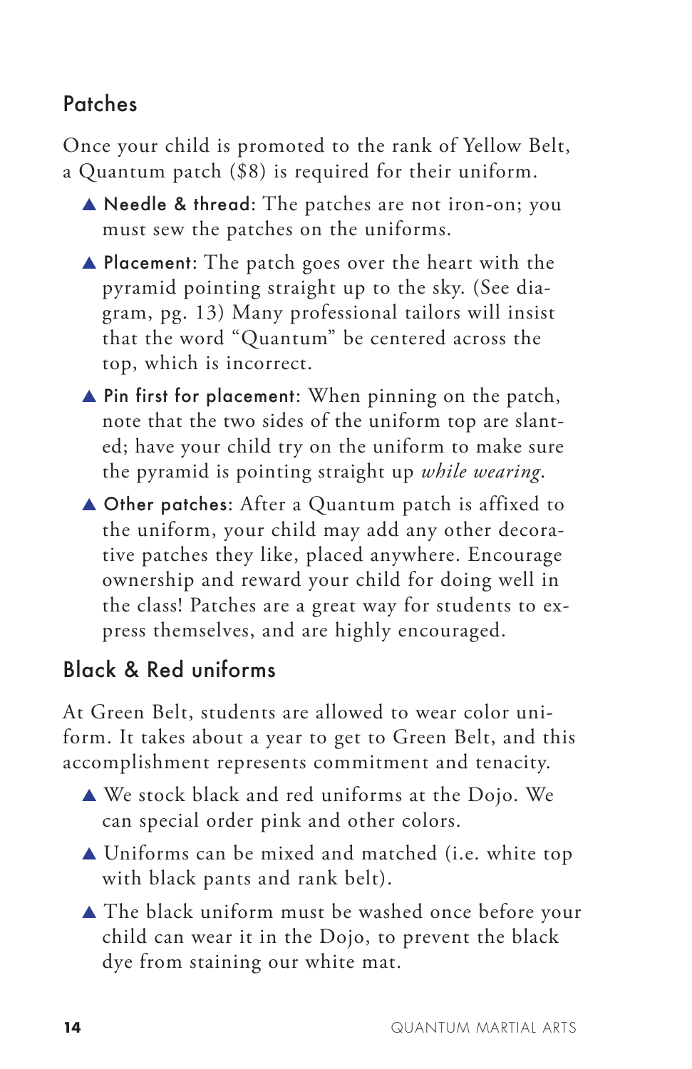## Patches

Once your child is promoted to the rank of Yellow Belt, a Quantum patch ($8) is required for their uniform.

- **Needle & thread**: The patches are not iron-on; you must sew the patches on the uniforms.
- **Placement**: The patch goes over the heart with the pyramid pointing straight up to the sky. (See diagram, pg. 13) Many professional tailors will insist that the word "Quantum" be centered across the top, which is incorrect.
- **Pin first for placement**: When pinning on the patch, note that the two sides of the uniform top are slanted; have your child try on the uniform to make sure the pyramid is pointing straight up *while wearing*.
- **Other patches**: After a Quantum patch is affixed to the uniform, your child may add any other decorative patches they like, placed anywhere. Encourage ownership and reward your child for doing well in the class! Patches are a great way for students to express themselves, and are highly encouraged.

## Black & Red uniforms

At Green Belt, students are allowed to wear color uniform. It takes about a year to get to Green Belt, and this accomplishment represents commitment and tenacity.

- We stock black and red uniforms at the Dojo. We can special order pink and other colors.
- Uniforms can be mixed and matched (i.e. white top with black pants and rank belt).
- The black uniform must be washed once before your child can wear it in the Dojo, to prevent the black dye from staining our white mat.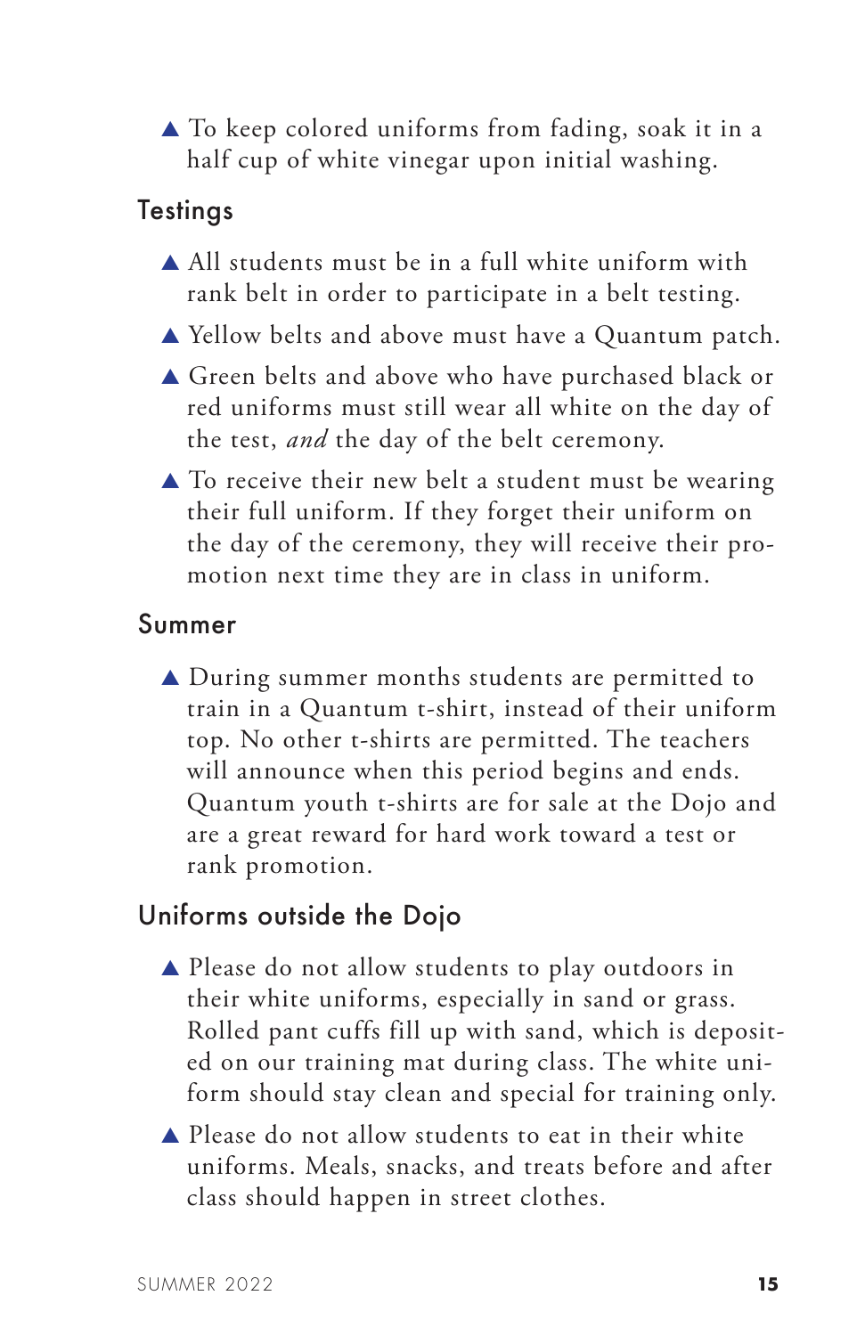- To keep colored uniforms from fading, soak it in a half cup of white vinegar upon initial washing.

## Testings

- All students must be in a full white uniform with rank belt in order to participate in a belt testing.
- Yellow belts and above must have a Quantum patch.
- Green belts and above who have purchased black or red uniforms must still wear all white on the day of the test, *and* the day of the belt ceremony.
- To receive their new belt a student must be wearing their full uniform. If they forget their uniform on the day of the ceremony, they will receive their promotion next time they are in class in uniform.

## Summer

- During summer months students are permitted to train in a Quantum t-shirt, instead of their uniform top. No other t-shirts are permitted. The teachers will announce when this period begins and ends. Quantum youth t-shirts are for sale at the Dojo and are a great reward for hard work toward a test or rank promotion.

## Uniforms outside the Dojo

- Please do not allow students to play outdoors in their white uniforms, especially in sand or grass. Rolled pant cuffs fill up with sand, which is deposited on our training mat during class. The white uniform should stay clean and special for training only.
- Please do not allow students to eat in their white uniforms. Meals, snacks, and treats before and after class should happen in street clothes.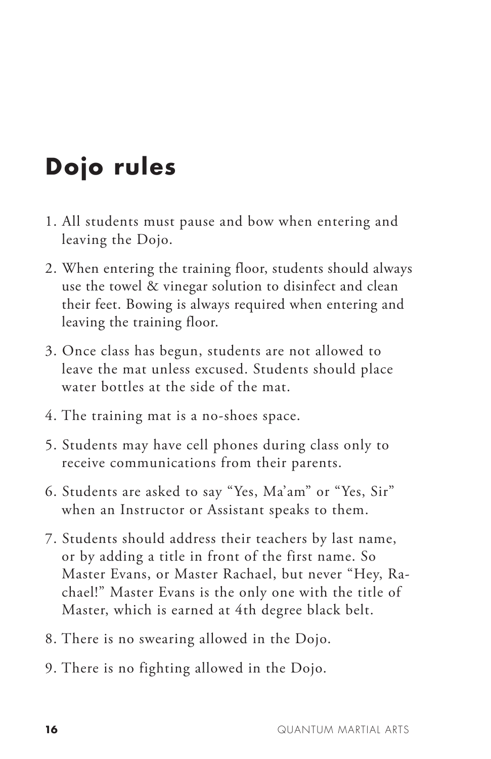# Dojo rules

1. All students must pause and bow when entering and leaving the Dojo.
2. When entering the training floor, students should always use the towel & vinegar solution to disinfect and clean their feet. Bowing is always required when entering and leaving the training floor.
3. Once class has begun, students are not allowed to leave the mat unless excused. Students should place water bottles at the side of the mat.
4. The training mat is a no-shoes space.
5. Students may have cell phones during class only to receive communications from their parents.
6. Students are asked to say "Yes, Ma'am" or "Yes, Sir" when an Instructor or Assistant speaks to them.
7. Students should address their teachers by last name, or by adding a title in front of the first name. So Master Evans, or Master Rachael, but never "Hey, Rachael!" Master Evans is the only one with the title of Master, which is earned at 4th degree black belt.
8. There is no swearing allowed in the Dojo.
9. There is no fighting allowed in the Dojo.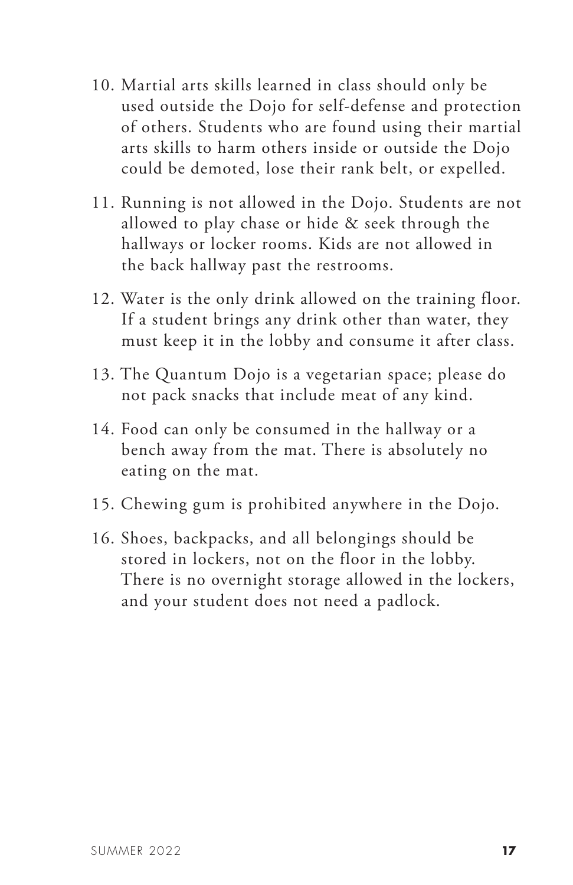10. Martial arts skills learned in class should only be used outside the Dojo for self-defense and protection of others. Students who are found using their martial arts skills to harm others inside or outside the Dojo could be demoted, lose their rank belt, or expelled.

11. Running is not allowed in the Dojo. Students are not allowed to play chase or hide & seek through the hallways or locker rooms. Kids are not allowed in the back hallway past the restrooms.

12. Water is the only drink allowed on the training floor. If a student brings any drink other than water, they must keep it in the lobby and consume it after class.

13. The Quantum Dojo is a vegetarian space; please do not pack snacks that include meat of any kind.

14. Food can only be consumed in the hallway or a bench away from the mat. There is absolutely no eating on the mat.

15. Chewing gum is prohibited anywhere in the Dojo.

16. Shoes, backpacks, and all belongings should be stored in lockers, not on the floor in the lobby. There is no overnight storage allowed in the lockers, and your student does not need a padlock.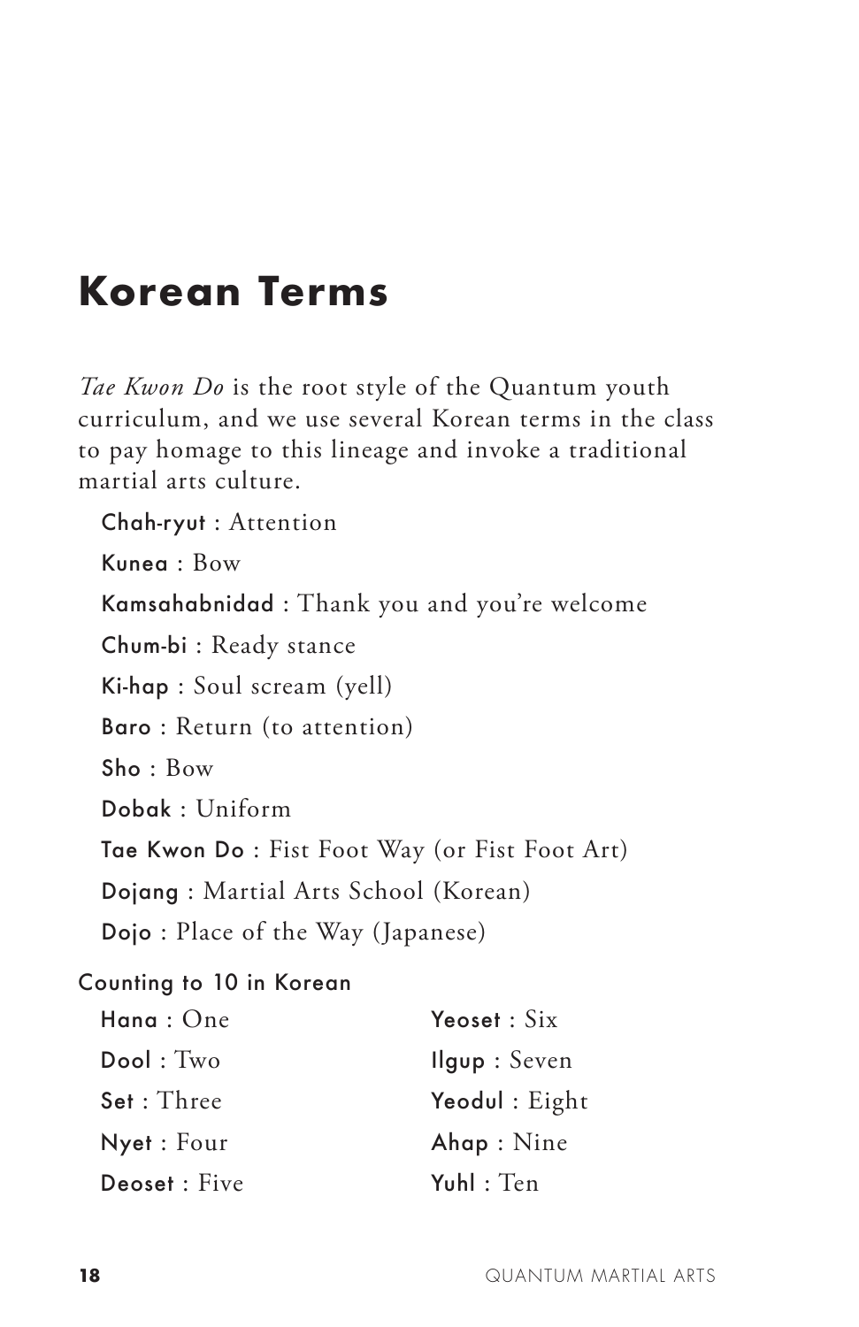# Korean Terms

*Tae Kwon Do* is the root style of the Quantum youth curriculum, and we use several Korean terms in the class to pay homage to this lineage and invoke a traditional martial arts culture.

**Chah-ryut** : Attention

**Kunea** : Bow

**Kamsahabnidad** : Thank you and you're welcome

**Chum-bi** : Ready stance

**Ki-hap** : Soul scream (yell)

**Baro** : Return (to attention)

**Sho** : Bow

**Dobak** : Uniform

**Tae Kwon Do** : Fist Foot Way (or Fist Foot Art)

**Dojang** : Martial Arts School (Korean)

**Dojo** : Place of the Way (Japanese)

## Counting to 10 in Korean

**Hana** : One

**Dool** : Two

**Set** : Three

**Nyet** : Four

**Deoset** : Five

**Yeoset** : Six

**Ilgup** : Seven

**Yeodul** : Eight

**Ahap** : Nine

**Yuhl** : Ten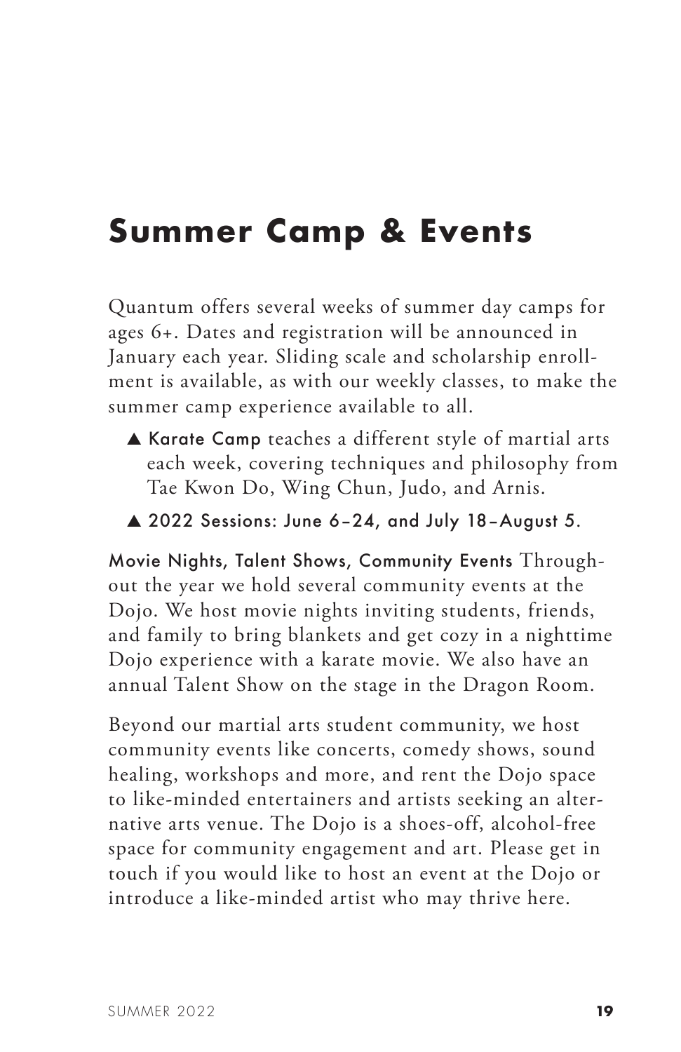# Summer Camp & Events

Quantum offers several weeks of summer day camps for ages 6+. Dates and registration will be announced in January each year. Sliding scale and scholarship enrollment is available, as with our weekly classes, to make the summer camp experience available to all.

- **Karate Camp** teaches a different style of martial arts each week, covering techniques and philosophy from Tae Kwon Do, Wing Chun, Judo, and Arnis.
- **2022 Sessions: June 6–24, and July 18–August 5.**

**Movie Nights, Talent Shows, Community Events** Throughout the year we hold several community events at the Dojo. We host movie nights inviting students, friends, and family to bring blankets and get cozy in a nighttime Dojo experience with a karate movie. We also have an annual Talent Show on the stage in the Dragon Room.

Beyond our martial arts student community, we host community events like concerts, comedy shows, sound healing, workshops and more, and rent the Dojo space to like-minded entertainers and artists seeking an alternative arts venue. The Dojo is a shoes-off, alcohol-free space for community engagement and art. Please get in touch if you would like to host an event at the Dojo or introduce a like-minded artist who may thrive here.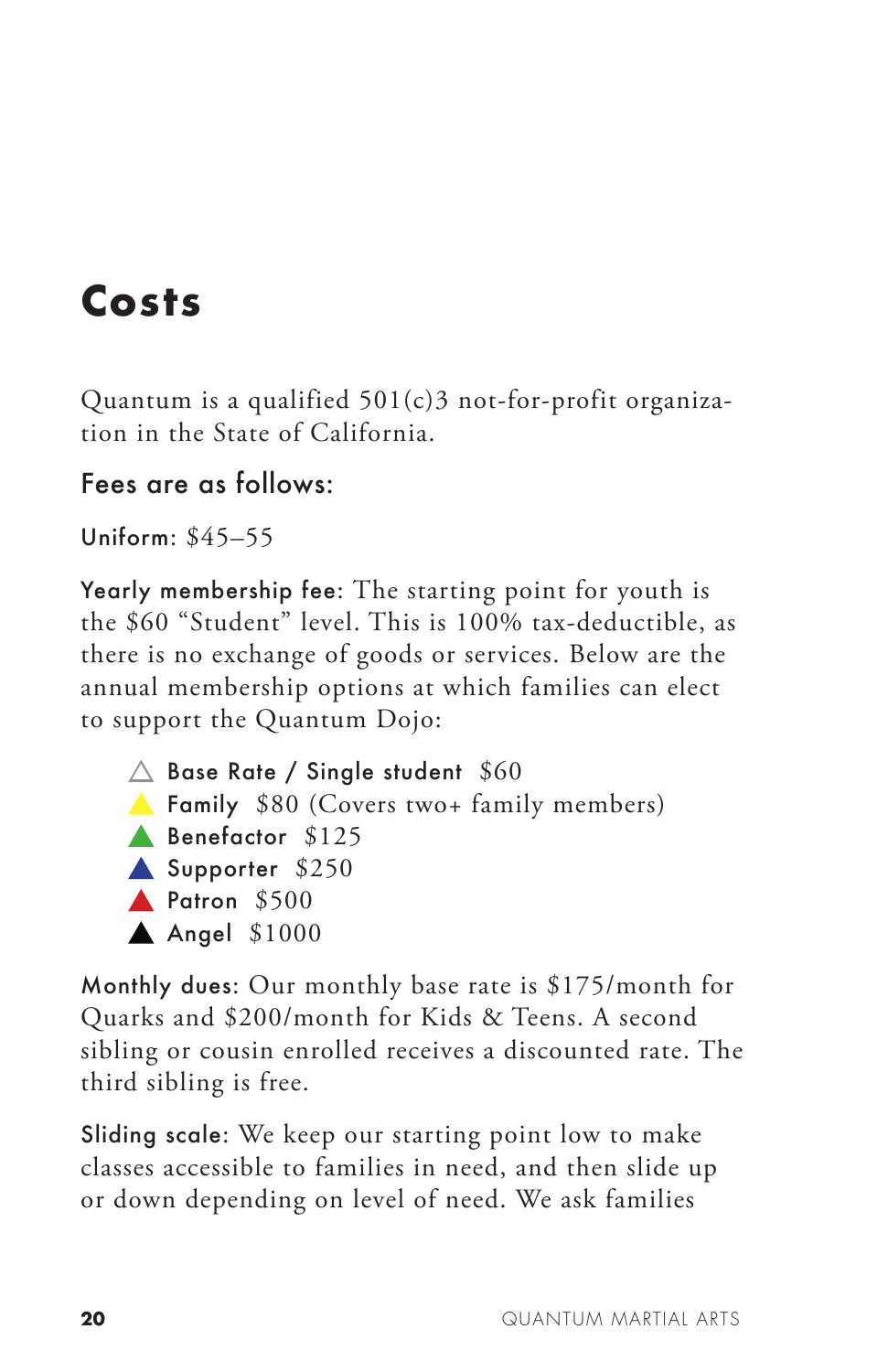# Costs

Quantum is a qualified 501(c)3 not-for-profit organization in the State of California.

## Fees are as follows:

**Uniform**: $45–55

**Yearly membership fee**: The starting point for youth is the $60 "Student" level. This is 100% tax-deductible, as there is no exchange of goods or services. Below are the annual membership options at which families can elect to support the Quantum Dojo:

- △ **Base Rate / Single student** $60
- ▲ **Family** $80 (Covers two+ family members)
- ▲ **Benefactor** $125
- ▲ **Supporter** $250
- ▲ **Patron** $500
- ▲ **Angel** $1000

**Monthly dues**: Our monthly base rate is $175/month for Quarks and $200/month for Kids & Teens. A second sibling or cousin enrolled receives a discounted rate. The third sibling is free.

**Sliding scale**: We keep our starting point low to make classes accessible to families in need, and then slide up or down depending on level of need. We ask families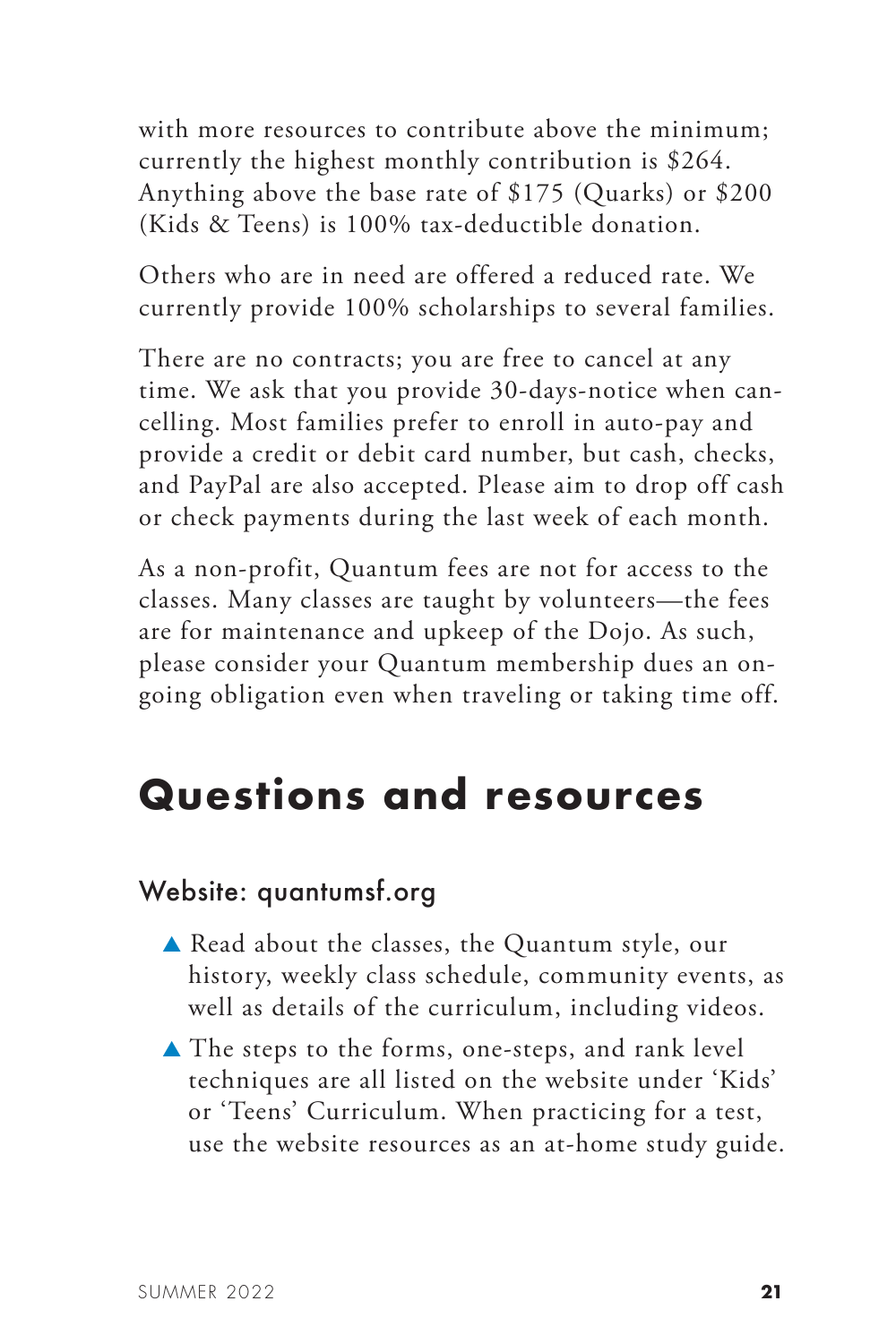with more resources to contribute above the minimum; currently the highest monthly contribution is $264. Anything above the base rate of $175 (Quarks) or $200 (Kids & Teens) is 100% tax-deductible donation.

Others who are in need are offered a reduced rate. We currently provide 100% scholarships to several families.

There are no contracts; you are free to cancel at any time. We ask that you provide 30-days-notice when cancelling. Most families prefer to enroll in auto-pay and provide a credit or debit card number, but cash, checks, and PayPal are also accepted. Please aim to drop off cash or check payments during the last week of each month.

As a non-profit, Quantum fees are not for access to the classes. Many classes are taught by volunteers—the fees are for maintenance and upkeep of the Dojo. As such, please consider your Quantum membership dues an ongoing obligation even when traveling or taking time off.

# Questions and resources

### Website: quantumsf.org

- Read about the classes, the Quantum style, our history, weekly class schedule, community events, as well as details of the curriculum, including videos.
- The steps to the forms, one-steps, and rank level techniques are all listed on the website under 'Kids' or 'Teens' Curriculum. When practicing for a test, use the website resources as an at-home study guide.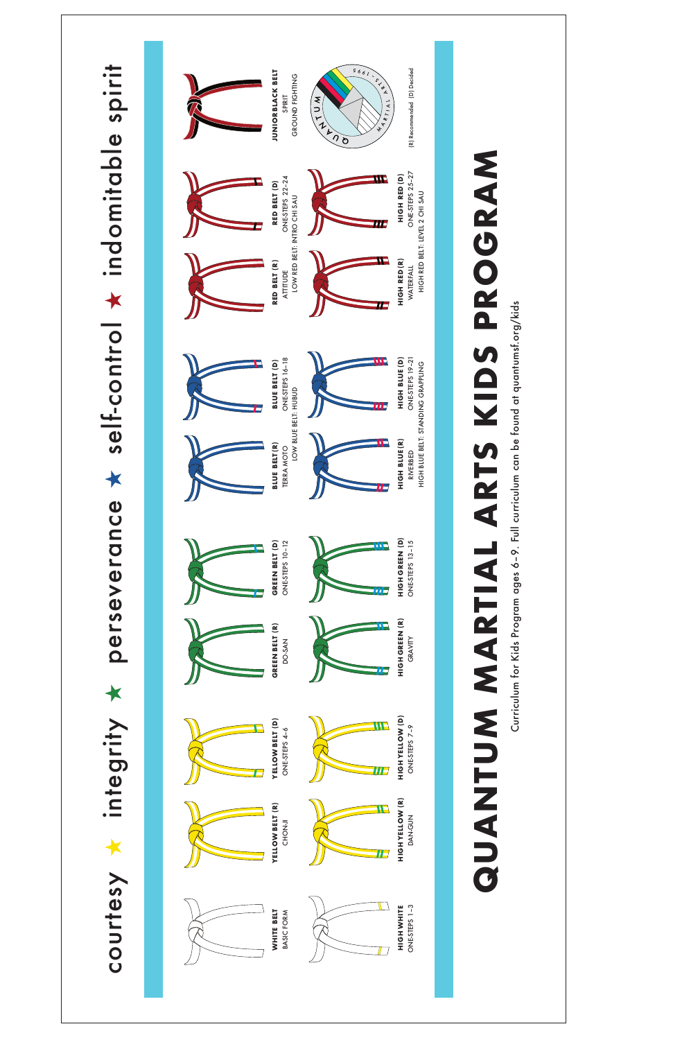courtesy ★ integrity ★ perseverance ★ self-control ★ indomitable spirit

| | | | | | | | | | |
|---|---|---|---|---|---|---|---|---|---|
| **WHITE BELT**<br>BASIC FORM | **YELLOW BELT (R)**<br>CHONJI | **YELLOW BELT (D)**<br>ONE-STEPS 4–6 | **GREEN BELT (R)**<br>DO-SAN | **GREEN BELT (D)**<br>ONE-STEPS 10–12 | **BLUE BELT (R)**<br>TERRA MOTO<br>LOW BLUE BELT: HUBUD | **BLUE BELT (D)**<br>ONE-STEPS 16–18 | **RED BELT (R)**<br>ATTITUDE<br>LOW RED BELT: INTRO CHI SAU | **RED BELT (D)**<br>ONE-STEPS 22–24 | **JUNIOR BLACK BELT**<br>SPIRIT<br>GROUND FIGHTING |
| **HIGH WHITE**<br>ONE-STEPS 1–3 | **HIGH YELLOW (R)**<br>DAN-GUN | **HIGH YELLOW (D)**<br>ONE-STEPS 7–9 | **HIGH GREEN (R)**<br>GRAVITY | **HIGH GREEN (D)**<br>ONE-STEPS 13–15 | **HIGH BLUE (R)**<br>RIVERBED<br>HIGH BLUE BELT: STANDING GRAPPLING | **HIGH BLUE (D)**<br>ONE-STEPS 19–21 | **HIGH RED (R)**<br>WATERFALL<br>HIGH RED BELT: LEVEL 2 CHI SAU | **HIGH RED (D)**<br>ONE-STEPS 25–27 | (R) Recommended (D) Decided |

QUANTUM MARTIAL ARTS · 1995

# QUANTUM MARTIAL ARTS KIDS PROGRAM

Curriculum for Kids Program ages 6–9. Full curriculum can be found at quantumsf.org/kids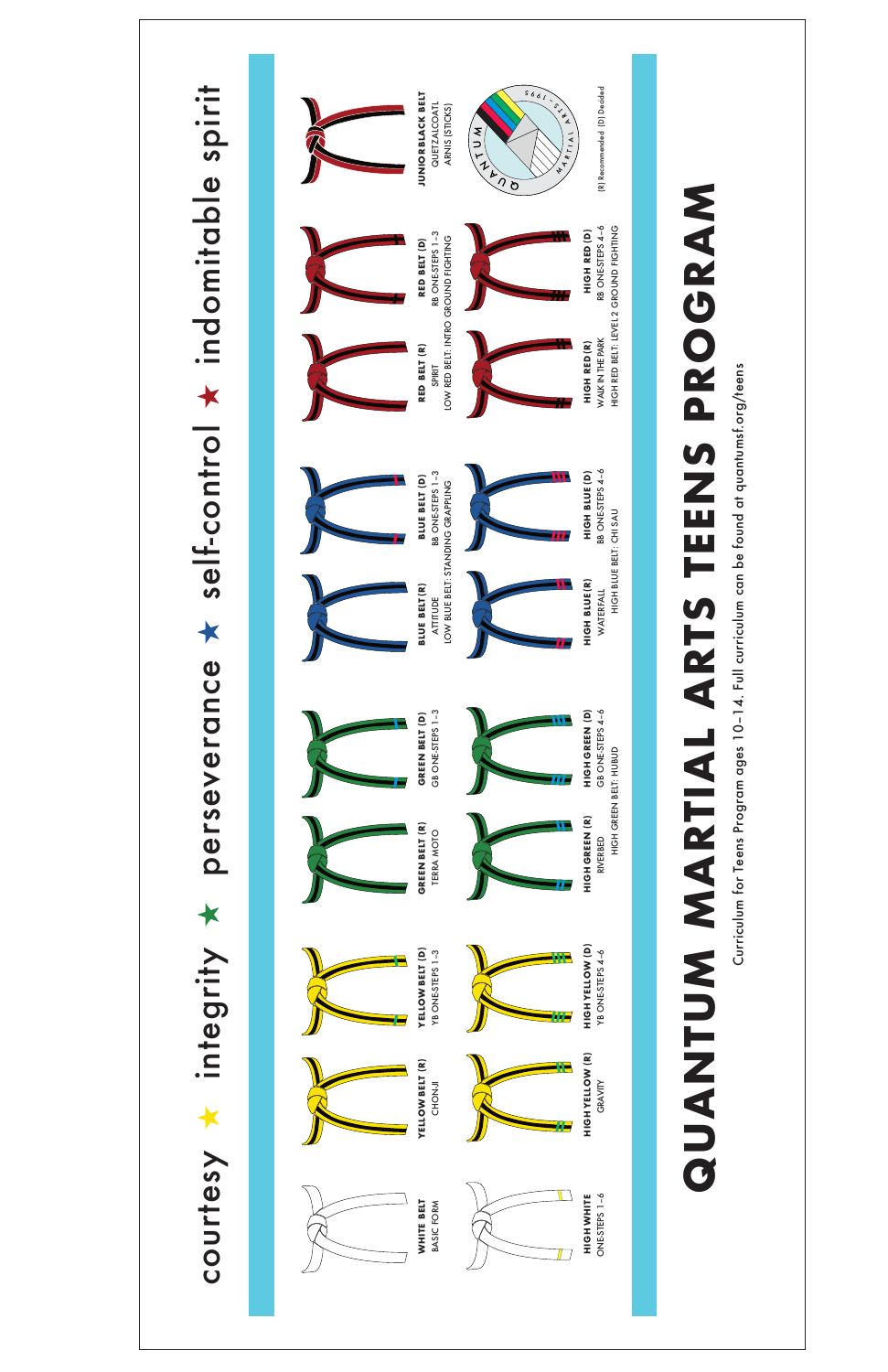courtesy ★ integrity ★ perseverance ★ self-control ★ indomitable spirit

**WHITE BELT**
BASIC FORM

**HIGH WHITE**
ONE-STEPS 1–6

**YELLOW BELT (R)**
CHONJI

**HIGH YELLOW (R)**
GRAVITY

**YELLOW BELT (D)**
YB ONE-STEPS 1–3

**HIGH YELLOW (D)**
YB ONE-STEPS 4–6

**GREEN BELT (R)**
TERRA MOTO

**HIGH GREEN (R)**
RIVERBED
HIGH GREEN BELT: HUBUD

**GREEN BELT (D)**
GB ONE-STEPS 1–3

**HIGH GREEN (D)**
GB ONE-STEPS 4–6

**BLUE BELT (R)**
ATTITUDE
LOW BLUE BELT: STANDING GRAPPLING

**HIGH BLUE (R)**
WATERFALL
HIGH BLUE BELT: CHI SAU

**BLUE BELT (D)**
BB ONE-STEPS 1–3

**HIGH BLUE (D)**
BB ONE-STEPS 4–6

**RED BELT (R)**
SPIRIT
LOW RED BELT: INTRO GROUND FIGHTING

**HIGH RED (R)**
WALK IN THE PARK
HIGH RED BELT: LEVEL 2 GROUND FIGHTING

**RED BELT (D)**
RB ONE-STEPS 1–3

**HIGH RED (D)**
RB ONE-STEPS 4–6

**JUNIOR BLACK BELT**
QUETZALCOATL
ARNIS (STICKS)

QUANTUM MARTIAL ARTS · 1995

(R) Recommended (D) Decided

# QUANTUM MARTIAL ARTS TEENS PROGRAM

Curriculum for Teens Program ages 10–14. Full curriculum can be found at quantumsf.org/teens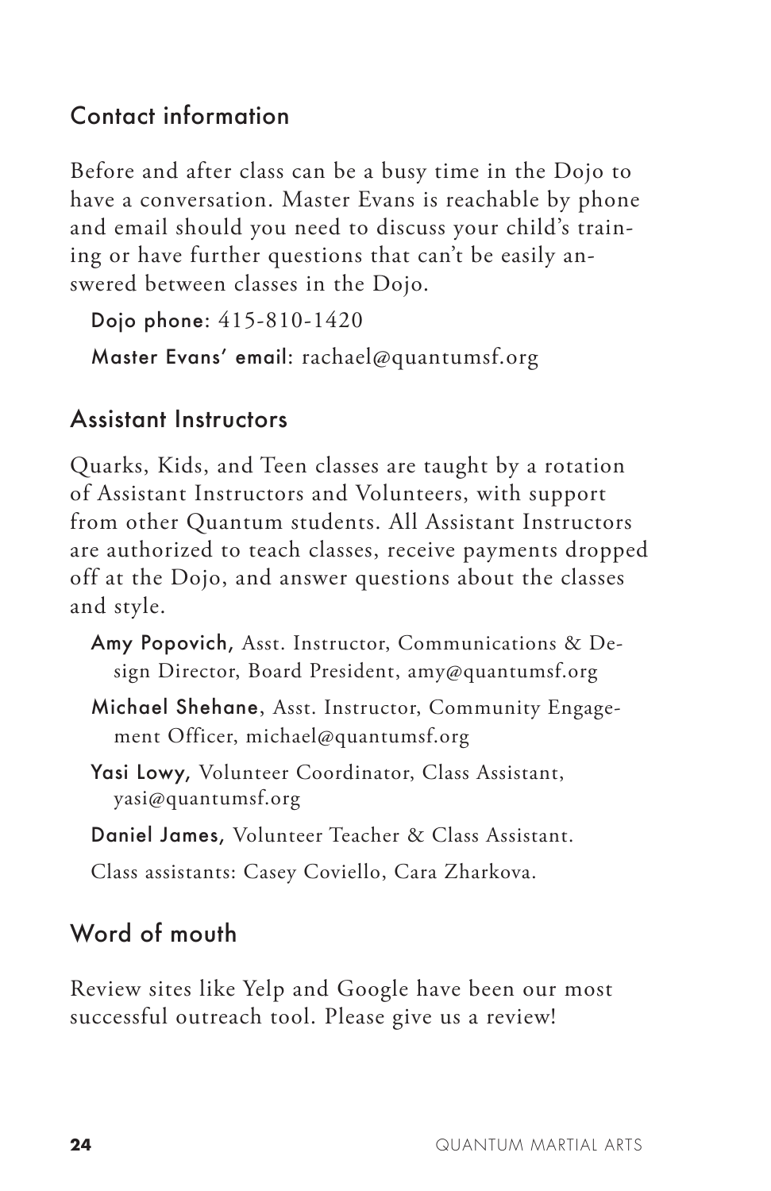## Contact information

Before and after class can be a busy time in the Dojo to have a conversation. Master Evans is reachable by phone and email should you need to discuss your child's training or have further questions that can't be easily answered between classes in the Dojo.

**Dojo phone**: 415-810-1420

**Master Evans' email**: rachael@quantumsf.org

## Assistant Instructors

Quarks, Kids, and Teen classes are taught by a rotation of Assistant Instructors and Volunteers, with support from other Quantum students. All Assistant Instructors are authorized to teach classes, receive payments dropped off at the Dojo, and answer questions about the classes and style.

**Amy Popovich,** Asst. Instructor, Communications & Design Director, Board President, amy@quantumsf.org

**Michael Shehane**, Asst. Instructor, Community Engagement Officer, michael@quantumsf.org

**Yasi Lowy,** Volunteer Coordinator, Class Assistant, yasi@quantumsf.org

**Daniel James,** Volunteer Teacher & Class Assistant.

Class assistants: Casey Coviello, Cara Zharkova.

## Word of mouth

Review sites like Yelp and Google have been our most successful outreach tool. Please give us a review!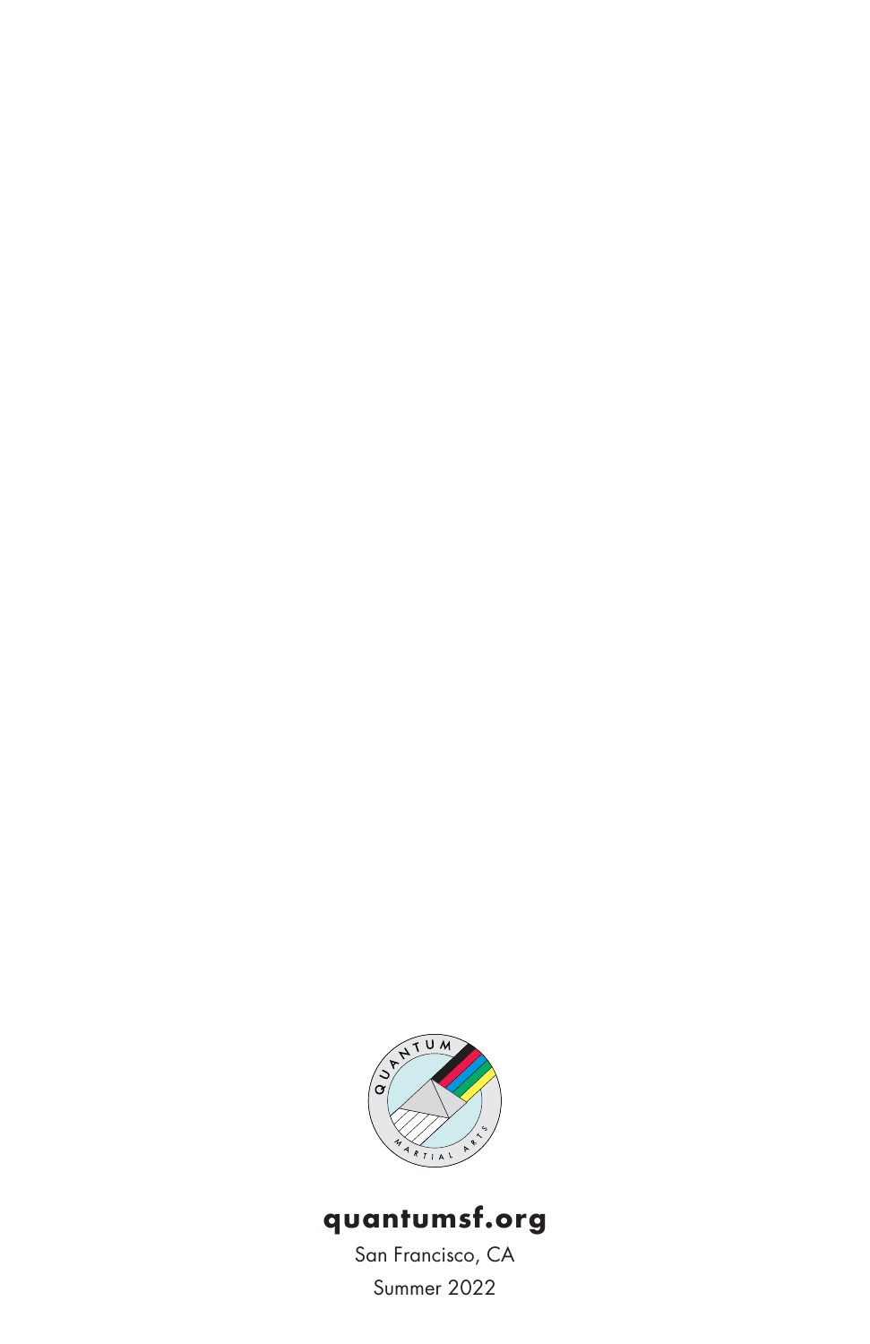**quantumsf.org**

San Francisco, CA

Summer 2022